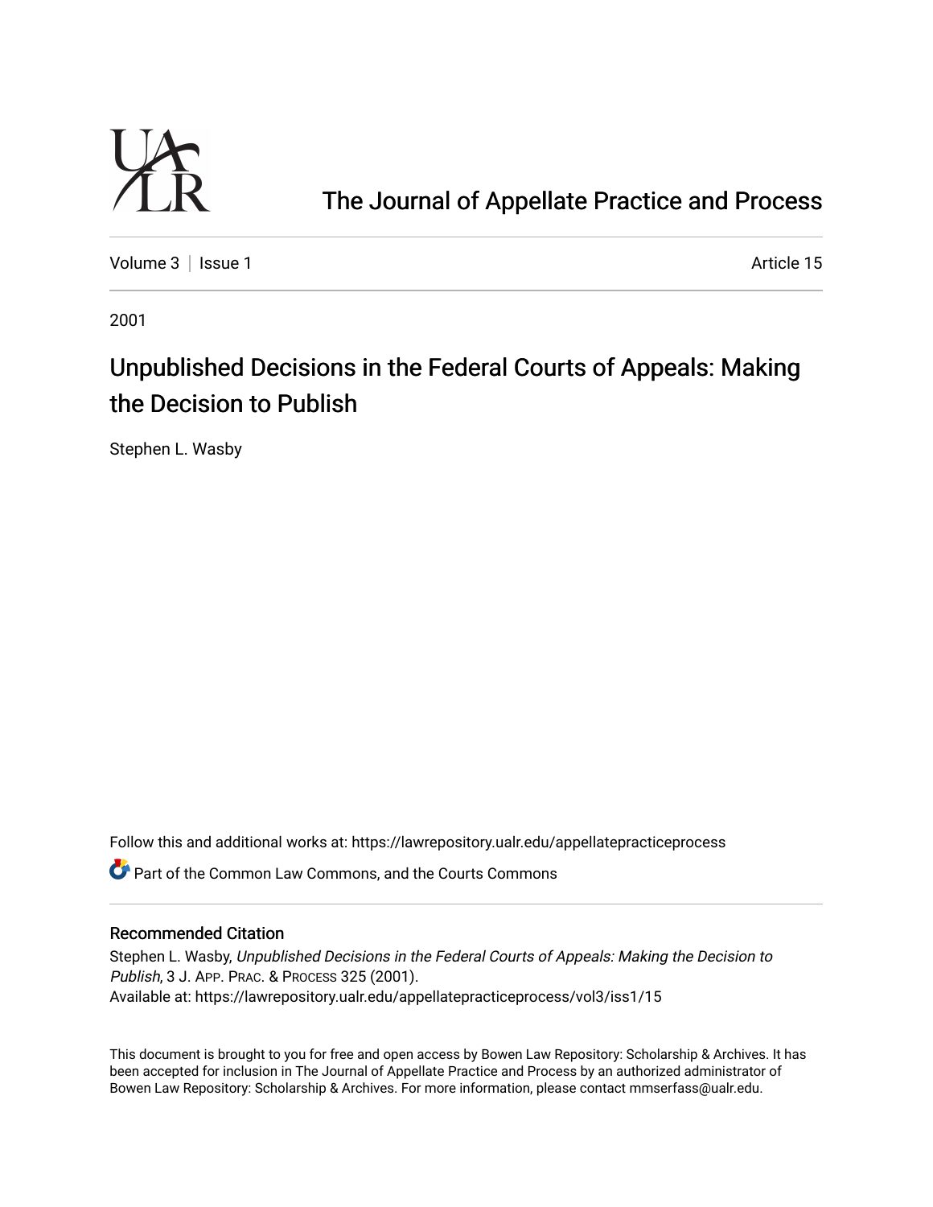The Journal of Appellate Practice and Process

Volume 3 | Issue 1 Article 15

2001

# Unpublished Decisions in the Federal Courts of Appeals: Making the Decision to Publish

Stephen L. Wasby

Follow this and additional works at: https://lawrepository.ualr.edu/appellatepracticeprocess

Part of the Common Law Commons, and the Courts Commons

## Recommended Citation

Stephen L. Wasby, *Unpublished Decisions in the Federal Courts of Appeals: Making the Decision to Publish*, 3 J. APP. PRAC. & PROCESS 325 (2001).

Available at: https://lawrepository.ualr.edu/appellatepracticeprocess/vol3/iss1/15

This document is brought to you for free and open access by Bowen Law Repository: Scholarship & Archives. It has been accepted for inclusion in The Journal of Appellate Practice and Process by an authorized administrator of Bowen Law Repository: Scholarship & Archives. For more information, please contact mmserfass@ualr.edu.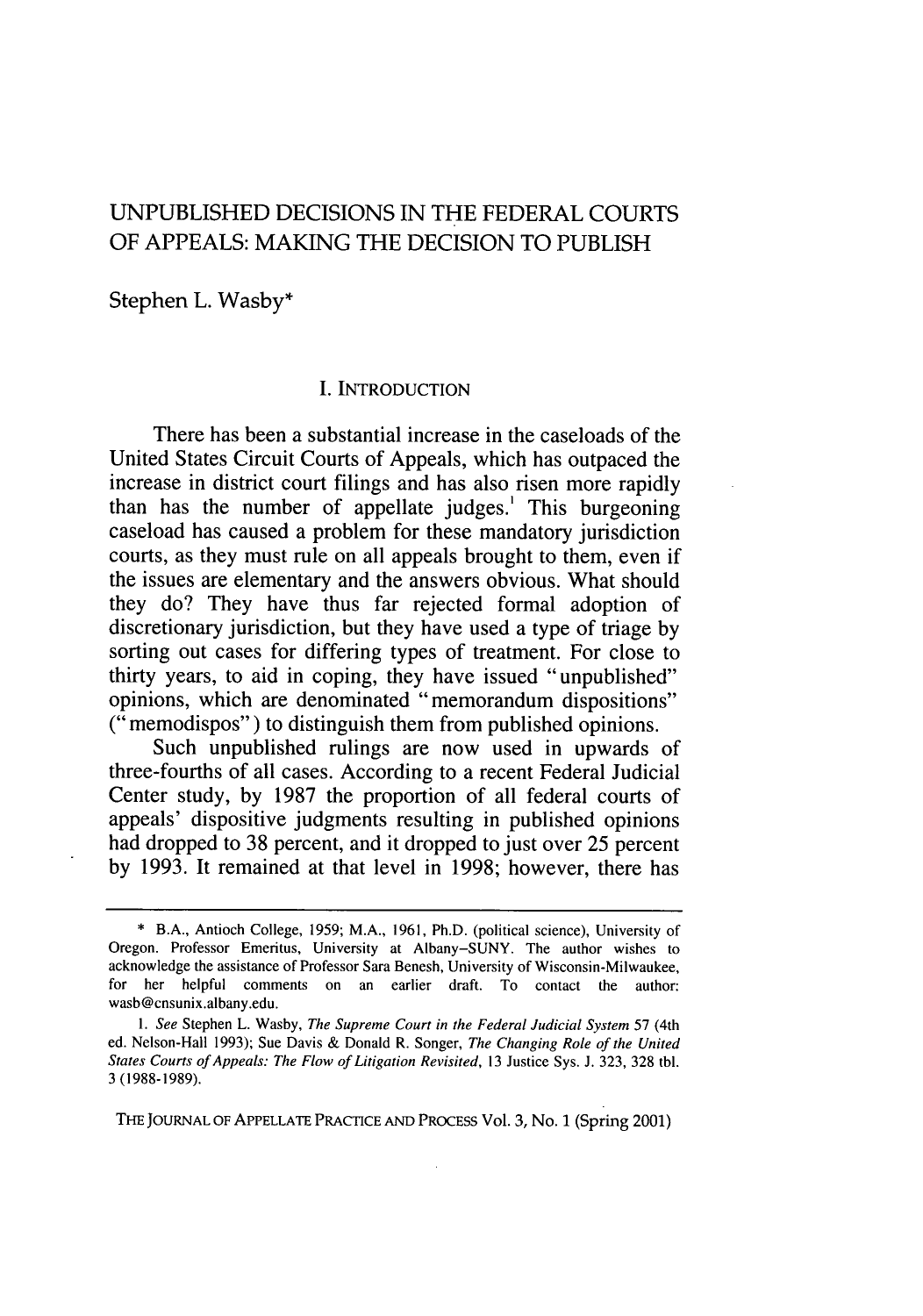# UNPUBLISHED DECISIONS IN THE FEDERAL COURTS OF APPEALS: MAKING THE DECISION TO PUBLISH

Stephen L. Wasby*

## I. INTRODUCTION

There has been a substantial increase in the caseloads of the United States Circuit Courts of Appeals, which has outpaced the increase in district court filings and has also risen more rapidly than has the number of appellate judges.[1] This burgeoning caseload has caused a problem for these mandatory jurisdiction courts, as they must rule on all appeals brought to them, even if the issues are elementary and the answers obvious. What should they do? They have thus far rejected formal adoption of discretionary jurisdiction, but they have used a type of triage by sorting out cases for differing types of treatment. For close to thirty years, to aid in coping, they have issued "unpublished" opinions, which are denominated "memorandum dispositions" ("memodispos") to distinguish them from published opinions.

Such unpublished rulings are now used in upwards of three-fourths of all cases. According to a recent Federal Judicial Center study, by 1987 the proportion of all federal courts of appeals' dispositive judgments resulting in published opinions had dropped to 38 percent, and it dropped to just over 25 percent by 1993. It remained at that level in 1998; however, there has

---

\* B.A., Antioch College, 1959; M.A., 1961, Ph.D. (political science), University of Oregon. Professor Emeritus, University at Albany–SUNY. The author wishes to acknowledge the assistance of Professor Sara Benesh, University of Wisconsin-Milwaukee, for her helpful comments on an earlier draft. To contact the author: wasb@cnsunix.albany.edu.

1. *See* Stephen L. Wasby, *The Supreme Court in the Federal Judicial System* 57 (4th ed. Nelson-Hall 1993); Sue Davis & Donald R. Songer, *The Changing Role of the United States Courts of Appeals: The Flow of Litigation Revisited*, 13 Justice Sys. J. 323, 328 tbl. 3 (1988-1989).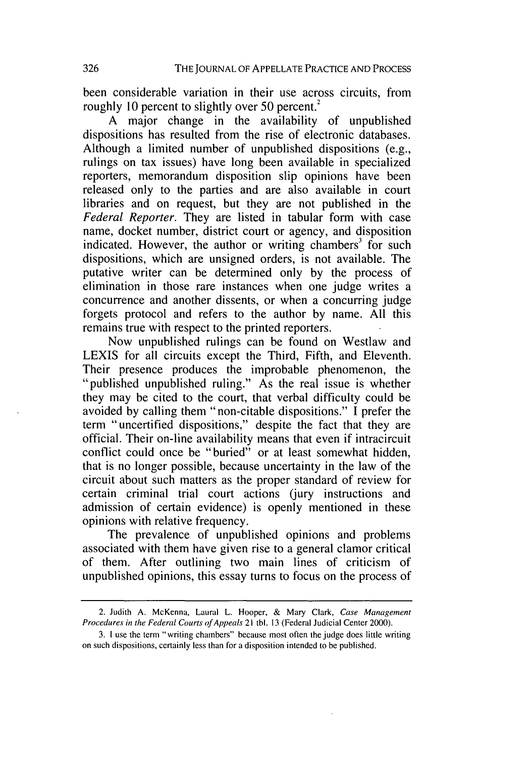been considerable variation in their use across circuits, from roughly 10 percent to slightly over 50 percent.[2]

A major change in the availability of unpublished dispositions has resulted from the rise of electronic databases. Although a limited number of unpublished dispositions (e.g., rulings on tax issues) have long been available in specialized reporters, memorandum disposition slip opinions have been released only to the parties and are also available in court libraries and on request, but they are not published in the *Federal Reporter*. They are listed in tabular form with case name, docket number, district court or agency, and disposition indicated. However, the author or writing chambers[3] for such dispositions, which are unsigned orders, is not available. The putative writer can be determined only by the process of elimination in those rare instances when one judge writes a concurrence and another dissents, or when a concurring judge forgets protocol and refers to the author by name. All this remains true with respect to the printed reporters.

Now unpublished rulings can be found on Westlaw and LEXIS for all circuits except the Third, Fifth, and Eleventh. Their presence produces the improbable phenomenon, the "published unpublished ruling." As the real issue is whether they may be cited to the court, that verbal difficulty could be avoided by calling them "non-citable dispositions." I prefer the term "uncertified dispositions," despite the fact that they are official. Their on-line availability means that even if intracircuit conflict could once be "buried" or at least somewhat hidden, that is no longer possible, because uncertainty in the law of the circuit about such matters as the proper standard of review for certain criminal trial court actions (jury instructions and admission of certain evidence) is openly mentioned in these opinions with relative frequency.

The prevalence of unpublished opinions and problems associated with them have given rise to a general clamor critical of them. After outlining two main lines of criticism of unpublished opinions, this essay turns to focus on the process of

---

2. Judith A. McKenna, Laural L. Hooper, & Mary Clark, *Case Management Procedures in the Federal Courts of Appeals* 21 tbl. 13 (Federal Judicial Center 2000).

3. I use the term "writing chambers" because most often the judge does little writing on such dispositions, certainly less than for a disposition intended to be published.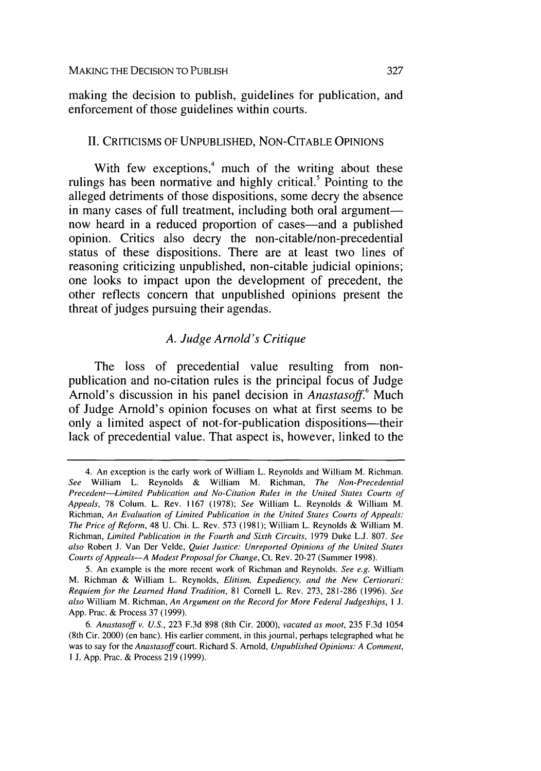making the decision to publish, guidelines for publication, and enforcement of those guidelines within courts.

## II. CRITICISMS OF UNPUBLISHED, NON-CITABLE OPINIONS

With few exceptions,[4] much of the writing about these rulings has been normative and highly critical.[5] Pointing to the alleged detriments of those dispositions, some decry the absence in many cases of full treatment, including both oral argument—now heard in a reduced proportion of cases—and a published opinion. Critics also decry the non-citable/non-precedential status of these dispositions. There are at least two lines of reasoning criticizing unpublished, non-citable judicial opinions; one looks to impact upon the development of precedent, the other reflects concern that unpublished opinions present the threat of judges pursuing their agendas.

### *A. Judge Arnold's Critique*

The loss of precedential value resulting from non-publication and no-citation rules is the principal focus of Judge Arnold's discussion in his panel decision in *Anastasoff*.[6] Much of Judge Arnold's opinion focuses on what at first seems to be only a limited aspect of not-for-publication dispositions—their lack of precedential value. That aspect is, however, linked to the

---

4. An exception is the early work of William L. Reynolds and William M. Richman. *See* William L. Reynolds & William M. Richman, *The Non-Precedential Precedent—Limited Publication and No-Citation Rules in the United States Courts of Appeals*, 78 Colum. L. Rev. 1167 (1978); *See* William L. Reynolds & William M. Richman, *An Evaluation of Limited Publication in the United States Courts of Appeals: The Price of Reform*, 48 U. Chi. L. Rev. 573 (1981); William L. Reynolds & William M. Richman, *Limited Publication in the Fourth and Sixth Circuits*, 1979 Duke L.J. 807. *See also* Robert J. Van Der Velde, *Quiet Justice: Unreported Opinions of the United States Courts of Appeals—A Modest Proposal for Change*, Ct. Rev. 20-27 (Summer 1998).

5. An example is the more recent work of Richman and Reynolds. *See e.g.* William M. Richman & William L. Reynolds, *Elitism, Expediency, and the New Certiorari: Requiem for the Learned Hand Tradition*, 81 Cornell L. Rev. 273, 281-286 (1996). *See also* William M. Richman, *An Argument on the Record for More Federal Judgeships*, 1 J. App. Prac. & Process 37 (1999).

6. *Anastasoff v. U.S.*, 223 F.3d 898 (8th Cir. 2000), *vacated as moot*, 235 F.3d 1054 (8th Cir. 2000) (en banc). His earlier comment, in this journal, perhaps telegraphed what he was to say for the *Anastasoff* court. Richard S. Arnold, *Unpublished Opinions: A Comment*, 1 J. App. Prac. & Process 219 (1999).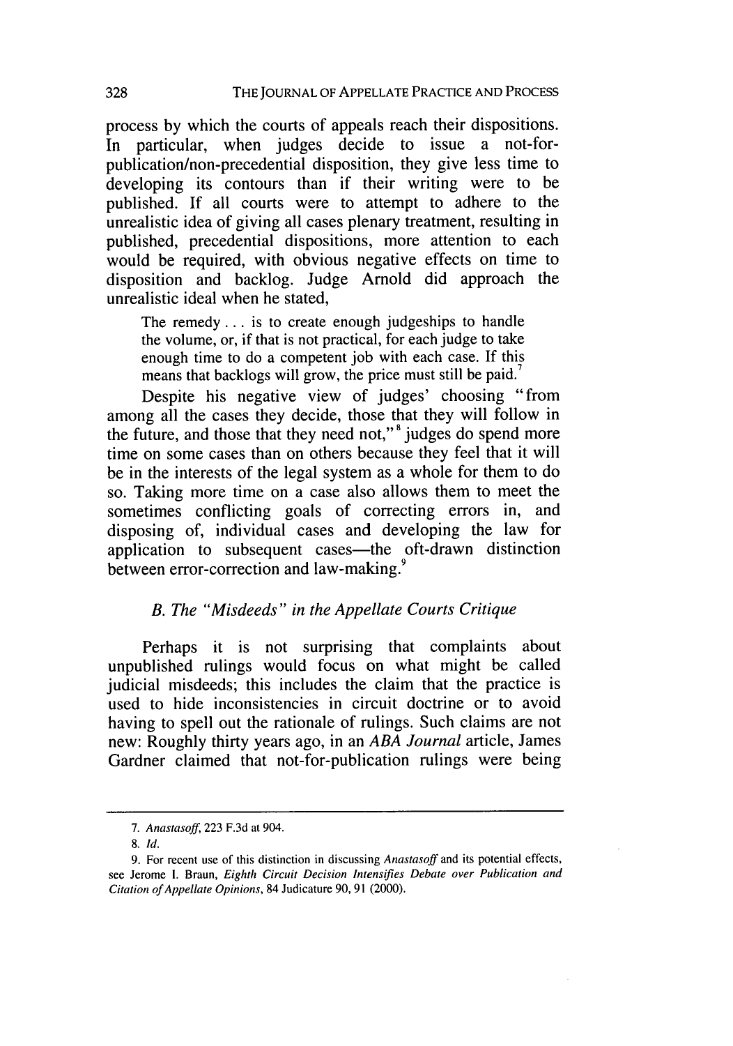process by which the courts of appeals reach their dispositions. In particular, when judges decide to issue a not-for-publication/non-precedential disposition, they give less time to developing its contours than if their writing were to be published. If all courts were to attempt to adhere to the unrealistic idea of giving all cases plenary treatment, resulting in published, precedential dispositions, more attention to each would be required, with obvious negative effects on time to disposition and backlog. Judge Arnold did approach the unrealistic ideal when he stated,

> The remedy . . . is to create enough judgeships to handle the volume, or, if that is not practical, for each judge to take enough time to do a competent job with each case. If this means that backlogs will grow, the price must still be paid.[7]

Despite his negative view of judges' choosing "from among all the cases they decide, those that they will follow in the future, and those that they need not,"[8] judges do spend more time on some cases than on others because they feel that it will be in the interests of the legal system as a whole for them to do so. Taking more time on a case also allows them to meet the sometimes conflicting goals of correcting errors in, and disposing of, individual cases and developing the law for application to subsequent cases—the oft-drawn distinction between error-correction and law-making.[9]

### *B. The "Misdeeds" in the Appellate Courts Critique*

Perhaps it is not surprising that complaints about unpublished rulings would focus on what might be called judicial misdeeds; this includes the claim that the practice is used to hide inconsistencies in circuit doctrine or to avoid having to spell out the rationale of rulings. Such claims are not new: Roughly thirty years ago, in an *ABA Journal* article, James Gardner claimed that not-for-publication rulings were being

---

7. *Anastasoff*, 223 F.3d at 904.

8. *Id.*

9. For recent use of this distinction in discussing *Anastasoff* and its potential effects, see Jerome I. Braun, *Eighth Circuit Decision Intensifies Debate over Publication and Citation of Appellate Opinions*, 84 Judicature 90, 91 (2000).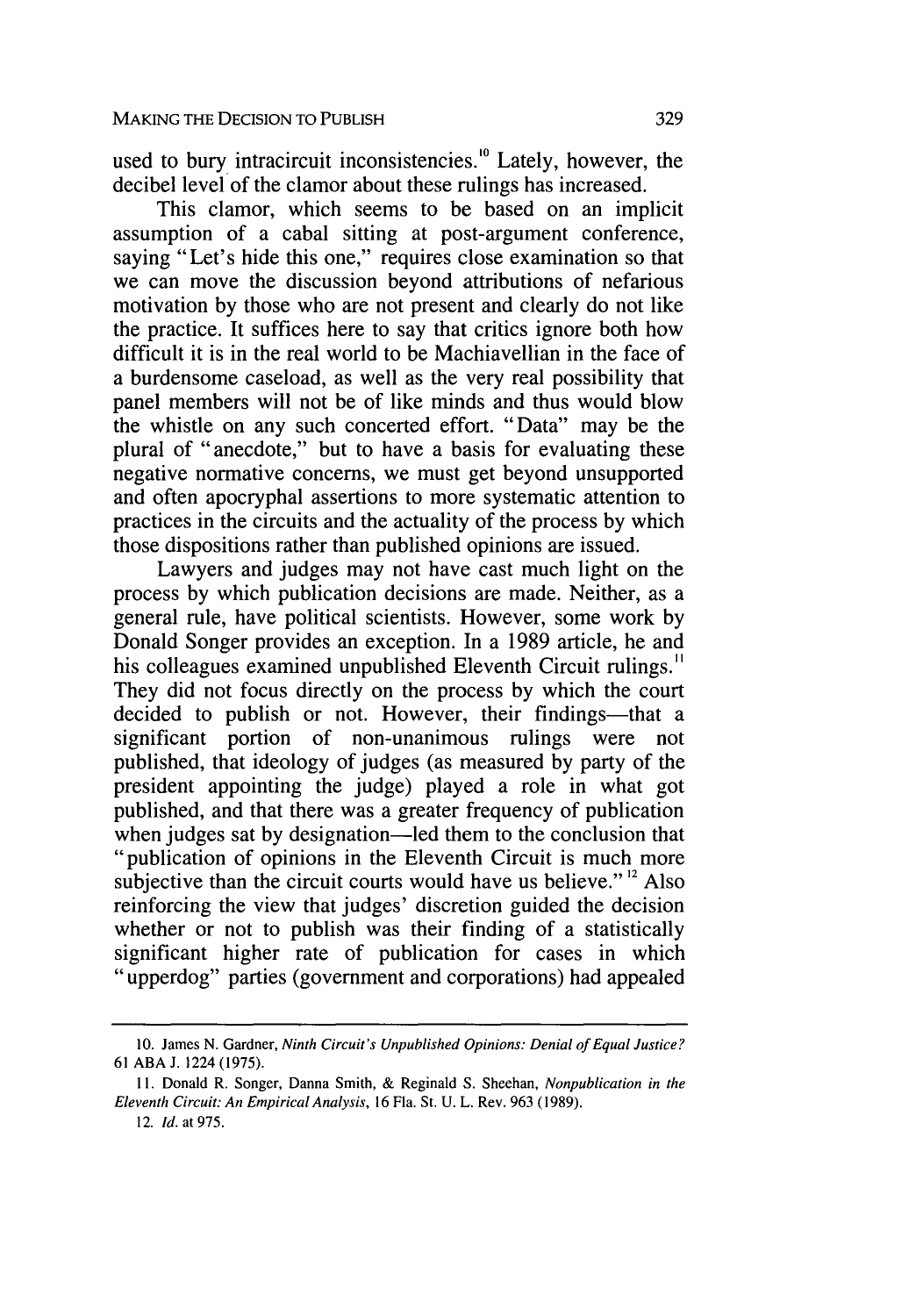used to bury intracircuit inconsistencies.[10] Lately, however, the decibel level of the clamor about these rulings has increased.

This clamor, which seems to be based on an implicit assumption of a cabal sitting at post-argument conference, saying "Let's hide this one," requires close examination so that we can move the discussion beyond attributions of nefarious motivation by those who are not present and clearly do not like the practice. It suffices here to say that critics ignore both how difficult it is in the real world to be Machiavellian in the face of a burdensome caseload, as well as the very real possibility that panel members will not be of like minds and thus would blow the whistle on any such concerted effort. "Data" may be the plural of "anecdote," but to have a basis for evaluating these negative normative concerns, we must get beyond unsupported and often apocryphal assertions to more systematic attention to practices in the circuits and the actuality of the process by which those dispositions rather than published opinions are issued.

Lawyers and judges may not have cast much light on the process by which publication decisions are made. Neither, as a general rule, have political scientists. However, some work by Donald Songer provides an exception. In a 1989 article, he and his colleagues examined unpublished Eleventh Circuit rulings.[11] They did not focus directly on the process by which the court decided to publish or not. However, their findings—that a significant portion of non-unanimous rulings were not published, that ideology of judges (as measured by party of the president appointing the judge) played a role in what got published, and that there was a greater frequency of publication when judges sat by designation—led them to the conclusion that "publication of opinions in the Eleventh Circuit is much more subjective than the circuit courts would have us believe."[12] Also reinforcing the view that judges' discretion guided the decision whether or not to publish was their finding of a statistically significant higher rate of publication for cases in which "upperdog" parties (government and corporations) had appealed

---

10. James N. Gardner, *Ninth Circuit's Unpublished Opinions: Denial of Equal Justice?* 61 ABA J. 1224 (1975).

11. Donald R. Songer, Danna Smith, & Reginald S. Sheehan, *Nonpublication in the Eleventh Circuit: An Empirical Analysis*, 16 Fla. St. U. L. Rev. 963 (1989).

12. *Id.* at 975.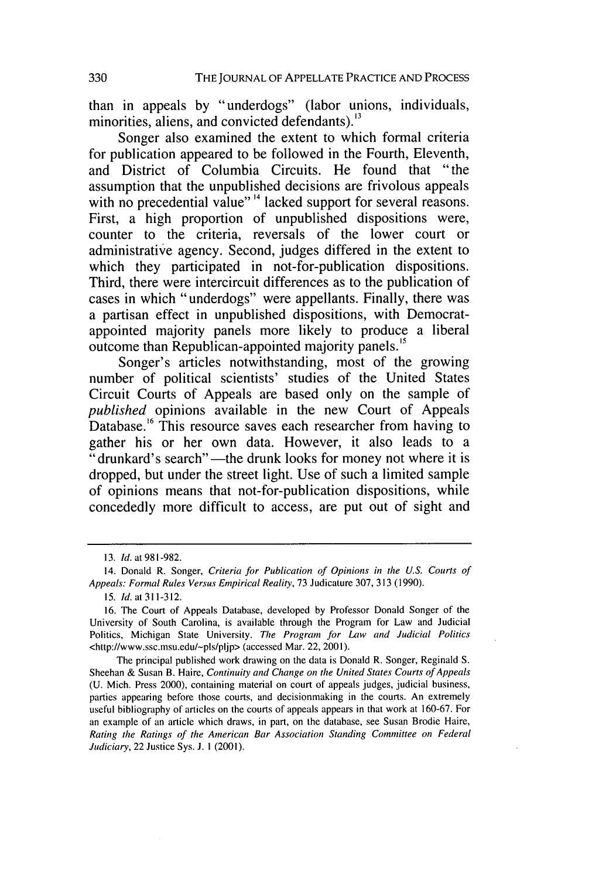than in appeals by "underdogs" (labor unions, individuals, minorities, aliens, and convicted defendants).[13]

Songer also examined the extent to which formal criteria for publication appeared to be followed in the Fourth, Eleventh, and District of Columbia Circuits. He found that "the assumption that the unpublished decisions are frivolous appeals with no precedential value"[14] lacked support for several reasons. First, a high proportion of unpublished dispositions were, counter to the criteria, reversals of the lower court or administrative agency. Second, judges differed in the extent to which they participated in not-for-publication dispositions. Third, there were intercircuit differences as to the publication of cases in which "underdogs" were appellants. Finally, there was a partisan effect in unpublished dispositions, with Democrat-appointed majority panels more likely to produce a liberal outcome than Republican-appointed majority panels.[15]

Songer's articles notwithstanding, most of the growing number of political scientists' studies of the United States Circuit Courts of Appeals are based only on the sample of *published* opinions available in the new Court of Appeals Database.[16] This resource saves each researcher from having to gather his or her own data. However, it also leads to a "drunkard's search"—the drunk looks for money not where it is dropped, but under the street light. Use of such a limited sample of opinions means that not-for-publication dispositions, while concededly more difficult to access, are put out of sight and

---

13. *Id.* at 981-982.

14. Donald R. Songer, *Criteria for Publication of Opinions in the U.S. Courts of Appeals: Formal Rules Versus Empirical Reality*, 73 Judicature 307, 313 (1990).

15. *Id.* at 311-312.

16. The Court of Appeals Database, developed by Professor Donald Songer of the University of South Carolina, is available through the Program for Law and Judicial Politics, Michigan State University. *The Program for Law and Judicial Politics* <http://www.ssc.msu.edu/~pls/pljp> (accessed Mar. 22, 2001).

The principal published work drawing on the data is Donald R. Songer, Reginald S. Sheehan & Susan B. Haire, *Continuity and Change on the United States Courts of Appeals* (U. Mich. Press 2000), containing material on court of appeals judges, judicial business, parties appearing before those courts, and decisionmaking in the courts. An extremely useful bibliography of articles on the courts of appeals appears in that work at 160-67. For an example of an article which draws, in part, on the database, see Susan Brodie Haire, *Rating the Ratings of the American Bar Association Standing Committee on Federal Judiciary*, 22 Justice Sys. J. 1 (2001).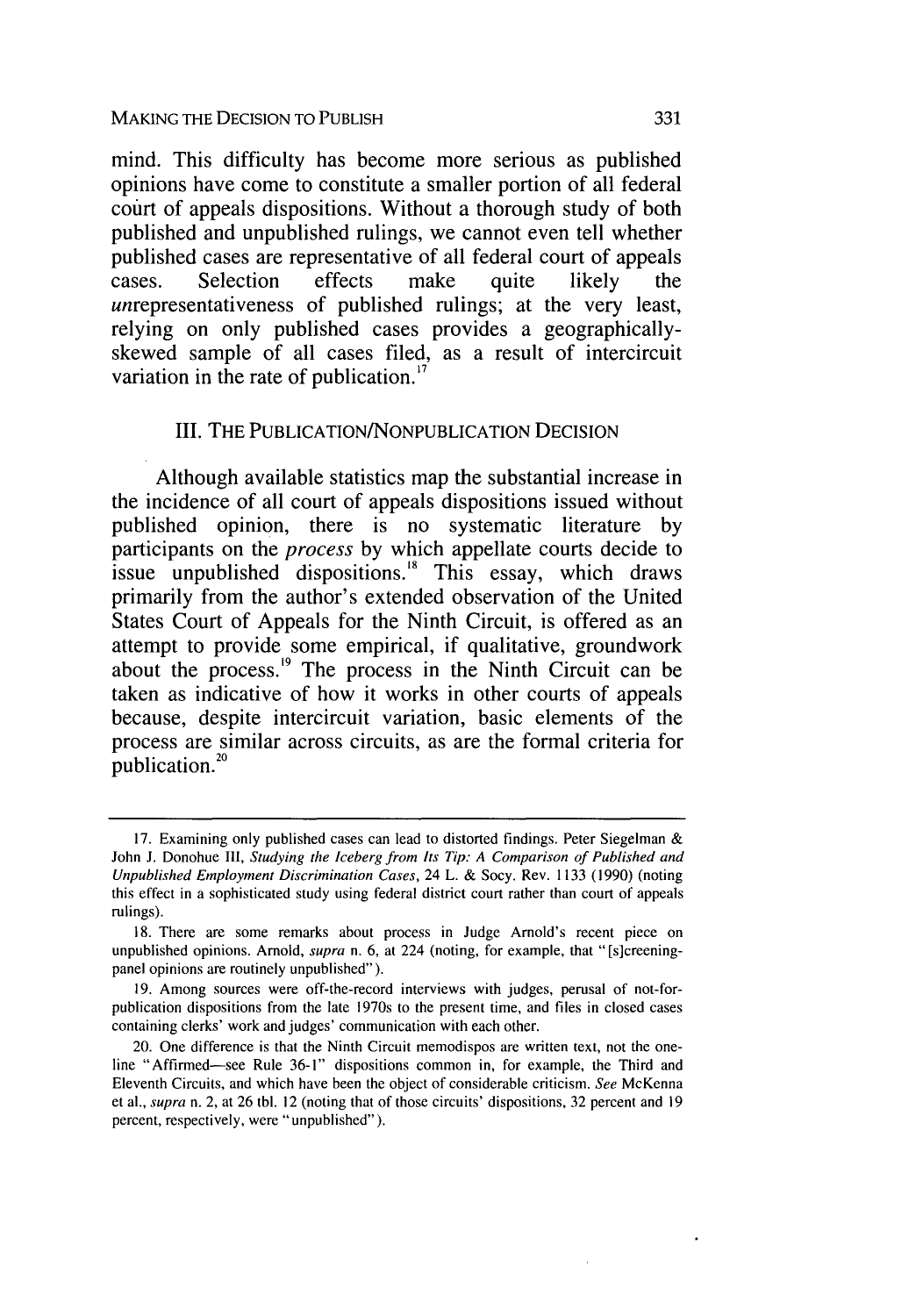mind. This difficulty has become more serious as published opinions have come to constitute a smaller portion of all federal court of appeals dispositions. Without a thorough study of both published and unpublished rulings, we cannot even tell whether published cases are representative of all federal court of appeals cases. Selection effects make quite likely the *un*representativeness of published rulings; at the very least, relying on only published cases provides a geographically-skewed sample of all cases filed, as a result of intercircuit variation in the rate of publication.[17]

## III. THE PUBLICATION/NONPUBLICATION DECISION

Although available statistics map the substantial increase in the incidence of all court of appeals dispositions issued without published opinion, there is no systematic literature by participants on the *process* by which appellate courts decide to issue unpublished dispositions.[18] This essay, which draws primarily from the author's extended observation of the United States Court of Appeals for the Ninth Circuit, is offered as an attempt to provide some empirical, if qualitative, groundwork about the process.[19] The process in the Ninth Circuit can be taken as indicative of how it works in other courts of appeals because, despite intercircuit variation, basic elements of the process are similar across circuits, as are the formal criteria for publication.[20]

---

17. Examining only published cases can lead to distorted findings. Peter Siegelman & John J. Donohue III, *Studying the Iceberg from Its Tip: A Comparison of Published and Unpublished Employment Discrimination Cases*, 24 L. & Socy. Rev. 1133 (1990) (noting this effect in a sophisticated study using federal district court rather than court of appeals rulings).

18. There are some remarks about process in Judge Arnold's recent piece on unpublished opinions. Arnold, *supra* n. 6, at 224 (noting, for example, that "[s]creening-panel opinions are routinely unpublished").

19. Among sources were off-the-record interviews with judges, perusal of not-for-publication dispositions from the late 1970s to the present time, and files in closed cases containing clerks' work and judges' communication with each other.

20. One difference is that the Ninth Circuit memodispos are written text, not the one-line "Affirmed—see Rule 36-1" dispositions common in, for example, the Third and Eleventh Circuits, and which have been the object of considerable criticism. *See* McKenna et al., *supra* n. 2, at 26 tbl. 12 (noting that of those circuits' dispositions, 32 percent and 19 percent, respectively, were "unpublished").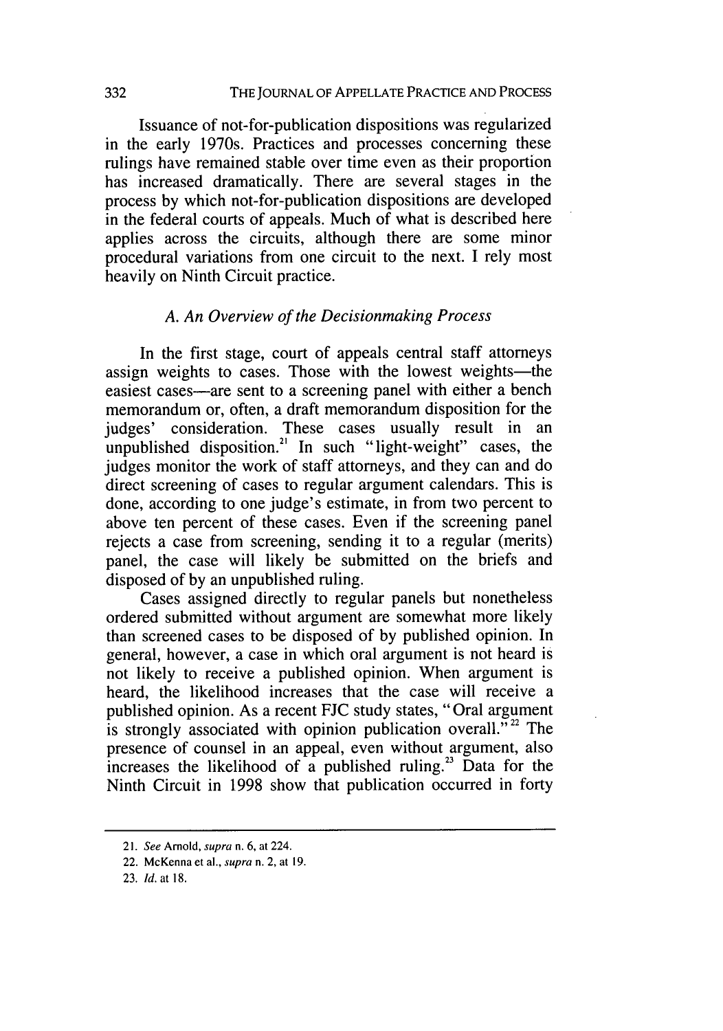Issuance of not-for-publication dispositions was regularized in the early 1970s. Practices and processes concerning these rulings have remained stable over time even as their proportion has increased dramatically. There are several stages in the process by which not-for-publication dispositions are developed in the federal courts of appeals. Much of what is described here applies across the circuits, although there are some minor procedural variations from one circuit to the next. I rely most heavily on Ninth Circuit practice.

### *A. An Overview of the Decisionmaking Process*

In the first stage, court of appeals central staff attorneys assign weights to cases. Those with the lowest weights—the easiest cases—are sent to a screening panel with either a bench memorandum or, often, a draft memorandum disposition for the judges' consideration. These cases usually result in an unpublished disposition.[21] In such "light-weight" cases, the judges monitor the work of staff attorneys, and they can and do direct screening of cases to regular argument calendars. This is done, according to one judge's estimate, in from two percent to above ten percent of these cases. Even if the screening panel rejects a case from screening, sending it to a regular (merits) panel, the case will likely be submitted on the briefs and disposed of by an unpublished ruling.

Cases assigned directly to regular panels but nonetheless ordered submitted without argument are somewhat more likely than screened cases to be disposed of by published opinion. In general, however, a case in which oral argument is not heard is not likely to receive a published opinion. When argument is heard, the likelihood increases that the case will receive a published opinion. As a recent FJC study states, "Oral argument is strongly associated with opinion publication overall."[22] The presence of counsel in an appeal, even without argument, also increases the likelihood of a published ruling.[23] Data for the Ninth Circuit in 1998 show that publication occurred in forty

---

21. *See* Arnold, *supra* n. 6, at 224.

22. McKenna et al., *supra* n. 2, at 19.

23. *Id.* at 18.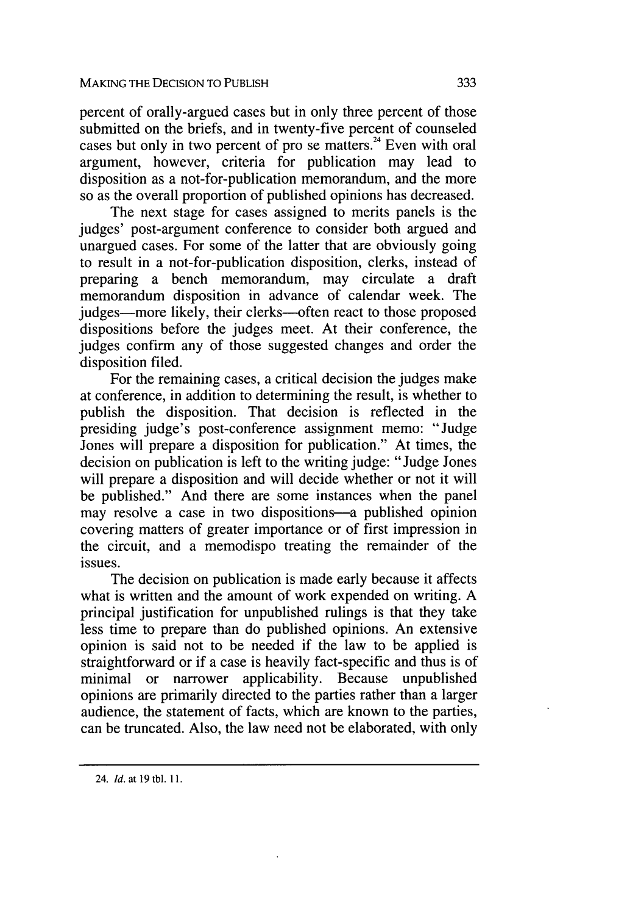percent of orally-argued cases but in only three percent of those submitted on the briefs, and in twenty-five percent of counseled cases but only in two percent of pro se matters.[24] Even with oral argument, however, criteria for publication may lead to disposition as a not-for-publication memorandum, and the more so as the overall proportion of published opinions has decreased.

The next stage for cases assigned to merits panels is the judges' post-argument conference to consider both argued and unargued cases. For some of the latter that are obviously going to result in a not-for-publication disposition, clerks, instead of preparing a bench memorandum, may circulate a draft memorandum disposition in advance of calendar week. The judges—more likely, their clerks—often react to those proposed dispositions before the judges meet. At their conference, the judges confirm any of those suggested changes and order the disposition filed.

For the remaining cases, a critical decision the judges make at conference, in addition to determining the result, is whether to publish the disposition. That decision is reflected in the presiding judge's post-conference assignment memo: "Judge Jones will prepare a disposition for publication." At times, the decision on publication is left to the writing judge: "Judge Jones will prepare a disposition and will decide whether or not it will be published." And there are some instances when the panel may resolve a case in two dispositions—a published opinion covering matters of greater importance or of first impression in the circuit, and a memodispo treating the remainder of the issues.

The decision on publication is made early because it affects what is written and the amount of work expended on writing. A principal justification for unpublished rulings is that they take less time to prepare than do published opinions. An extensive opinion is said not to be needed if the law to be applied is straightforward or if a case is heavily fact-specific and thus is of minimal or narrower applicability. Because unpublished opinions are primarily directed to the parties rather than a larger audience, the statement of facts, which are known to the parties, can be truncated. Also, the law need not be elaborated, with only

---

24. *Id.* at 19 tbl. 11.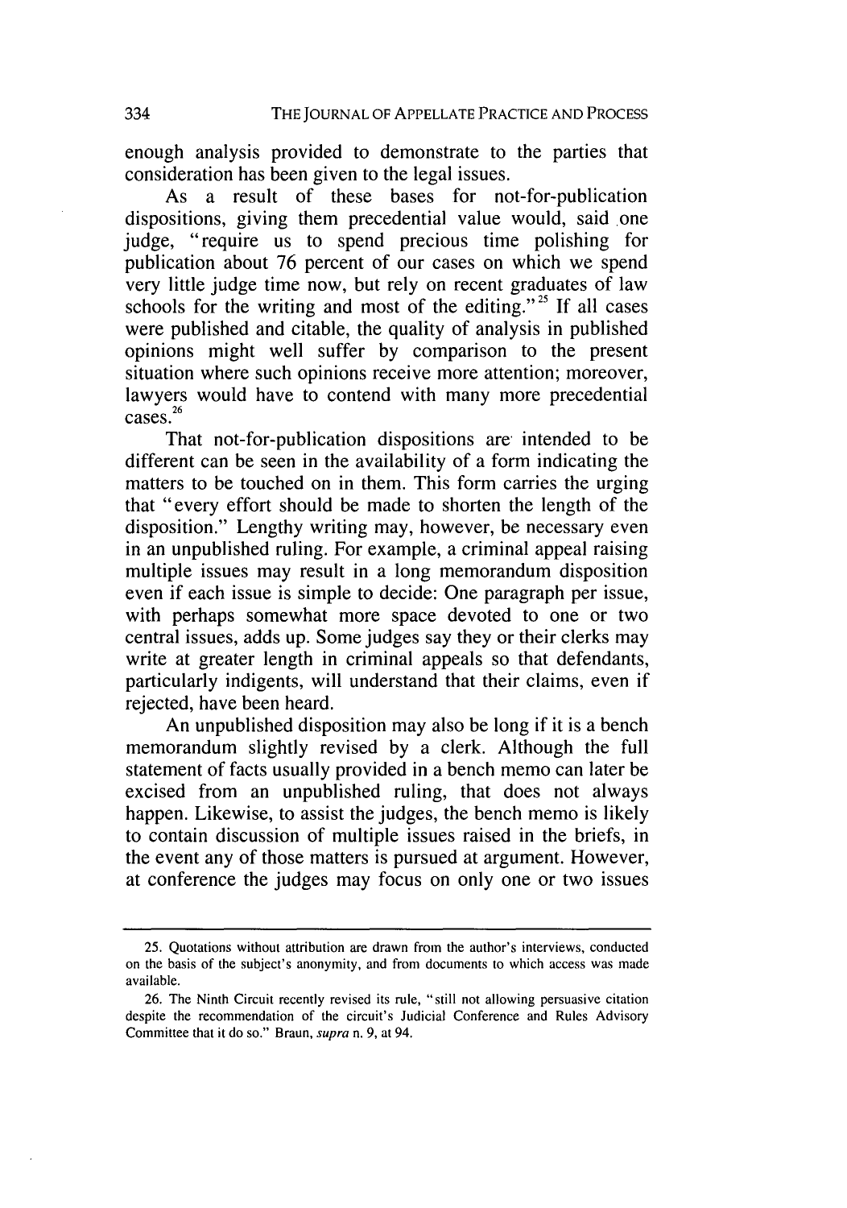enough analysis provided to demonstrate to the parties that consideration has been given to the legal issues.

As a result of these bases for not-for-publication dispositions, giving them precedential value would, said one judge, "require us to spend precious time polishing for publication about 76 percent of our cases on which we spend very little judge time now, but rely on recent graduates of law schools for the writing and most of the editing."[25] If all cases were published and citable, the quality of analysis in published opinions might well suffer by comparison to the present situation where such opinions receive more attention; moreover, lawyers would have to contend with many more precedential cases.[26]

That not-for-publication dispositions are intended to be different can be seen in the availability of a form indicating the matters to be touched on in them. This form carries the urging that "every effort should be made to shorten the length of the disposition." Lengthy writing may, however, be necessary even in an unpublished ruling. For example, a criminal appeal raising multiple issues may result in a long memorandum disposition even if each issue is simple to decide: One paragraph per issue, with perhaps somewhat more space devoted to one or two central issues, adds up. Some judges say they or their clerks may write at greater length in criminal appeals so that defendants, particularly indigents, will understand that their claims, even if rejected, have been heard.

An unpublished disposition may also be long if it is a bench memorandum slightly revised by a clerk. Although the full statement of facts usually provided in a bench memo can later be excised from an unpublished ruling, that does not always happen. Likewise, to assist the judges, the bench memo is likely to contain discussion of multiple issues raised in the briefs, in the event any of those matters is pursued at argument. However, at conference the judges may focus on only one or two issues

---

25. Quotations without attribution are drawn from the author's interviews, conducted on the basis of the subject's anonymity, and from documents to which access was made available.

26. The Ninth Circuit recently revised its rule, "still not allowing persuasive citation despite the recommendation of the circuit's Judicial Conference and Rules Advisory Committee that it do so." Braun, *supra* n. 9, at 94.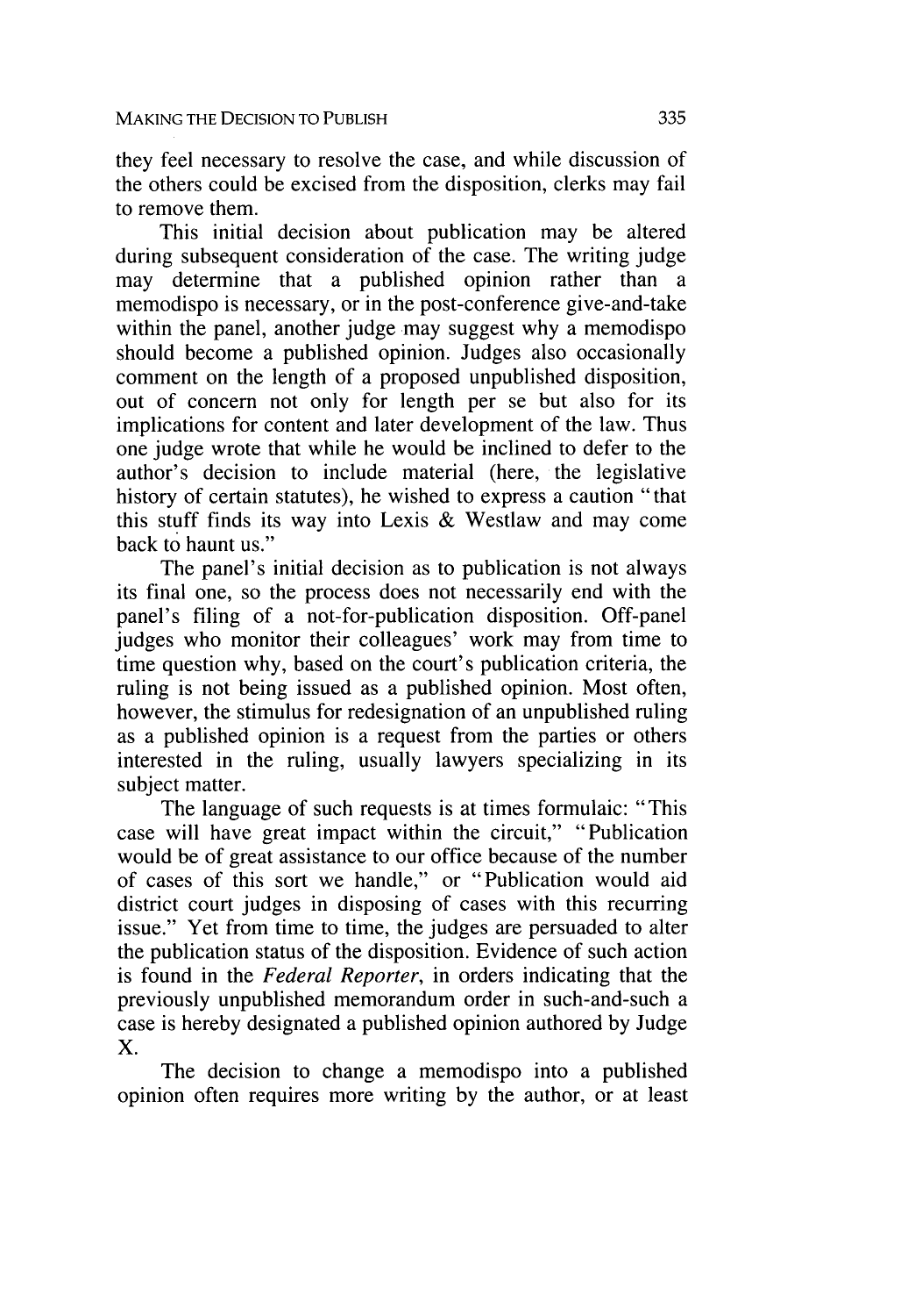they feel necessary to resolve the case, and while discussion of the others could be excised from the disposition, clerks may fail to remove them.

This initial decision about publication may be altered during subsequent consideration of the case. The writing judge may determine that a published opinion rather than a memodispo is necessary, or in the post-conference give-and-take within the panel, another judge may suggest why a memodispo should become a published opinion. Judges also occasionally comment on the length of a proposed unpublished disposition, out of concern not only for length per se but also for its implications for content and later development of the law. Thus one judge wrote that while he would be inclined to defer to the author's decision to include material (here, the legislative history of certain statutes), he wished to express a caution "that this stuff finds its way into Lexis & Westlaw and may come back to haunt us."

The panel's initial decision as to publication is not always its final one, so the process does not necessarily end with the panel's filing of a not-for-publication disposition. Off-panel judges who monitor their colleagues' work may from time to time question why, based on the court's publication criteria, the ruling is not being issued as a published opinion. Most often, however, the stimulus for redesignation of an unpublished ruling as a published opinion is a request from the parties or others interested in the ruling, usually lawyers specializing in its subject matter.

The language of such requests is at times formulaic: "This case will have great impact within the circuit," "Publication would be of great assistance to our office because of the number of cases of this sort we handle," or "Publication would aid district court judges in disposing of cases with this recurring issue." Yet from time to time, the judges are persuaded to alter the publication status of the disposition. Evidence of such action is found in the *Federal Reporter*, in orders indicating that the previously unpublished memorandum order in such-and-such a case is hereby designated a published opinion authored by Judge X.

The decision to change a memodispo into a published opinion often requires more writing by the author, or at least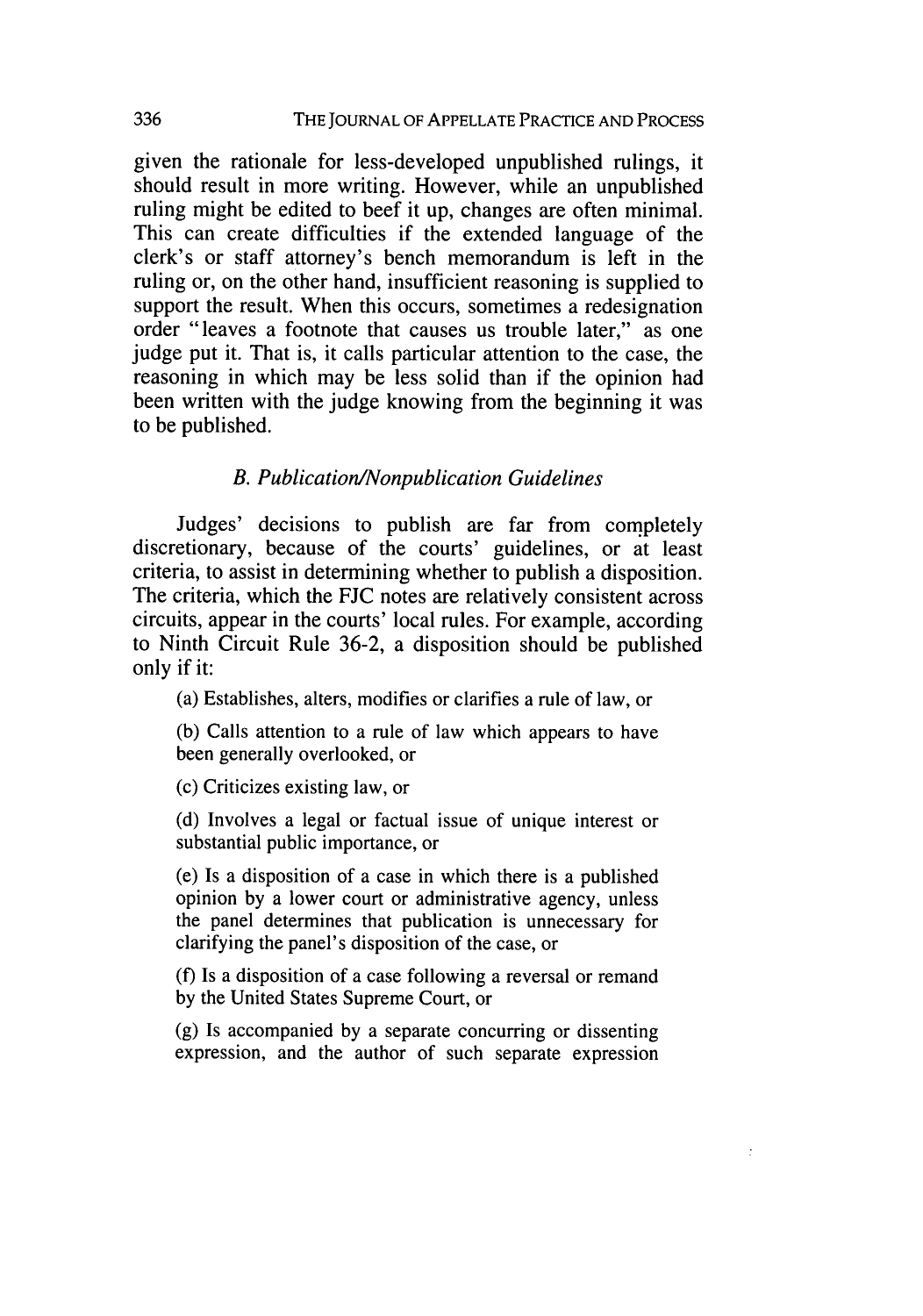given the rationale for less-developed unpublished rulings, it should result in more writing. However, while an unpublished ruling might be edited to beef it up, changes are often minimal. This can create difficulties if the extended language of the clerk's or staff attorney's bench memorandum is left in the ruling or, on the other hand, insufficient reasoning is supplied to support the result. When this occurs, sometimes a redesignation order "leaves a footnote that causes us trouble later," as one judge put it. That is, it calls particular attention to the case, the reasoning in which may be less solid than if the opinion had been written with the judge knowing from the beginning it was to be published.

### *B. Publication/Nonpublication Guidelines*

Judges' decisions to publish are far from completely discretionary, because of the courts' guidelines, or at least criteria, to assist in determining whether to publish a disposition. The criteria, which the FJC notes are relatively consistent across circuits, appear in the courts' local rules. For example, according to Ninth Circuit Rule 36-2, a disposition should be published only if it:

> (a) Establishes, alters, modifies or clarifies a rule of law, or
>
> (b) Calls attention to a rule of law which appears to have been generally overlooked, or
>
> (c) Criticizes existing law, or
>
> (d) Involves a legal or factual issue of unique interest or substantial public importance, or
>
> (e) Is a disposition of a case in which there is a published opinion by a lower court or administrative agency, unless the panel determines that publication is unnecessary for clarifying the panel's disposition of the case, or
>
> (f) Is a disposition of a case following a reversal or remand by the United States Supreme Court, or
>
> (g) Is accompanied by a separate concurring or dissenting expression, and the author of such separate expression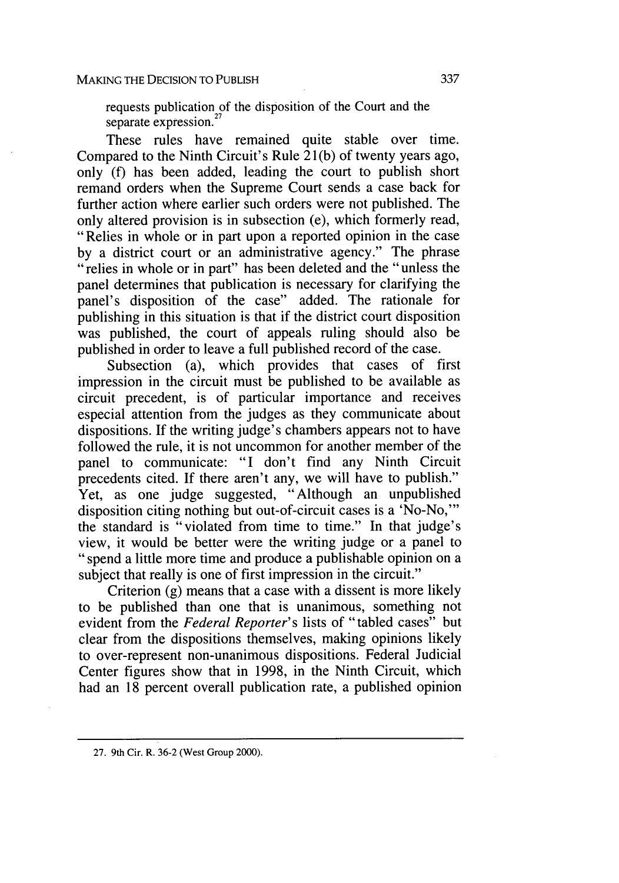requests publication of the disposition of the Court and the separate expression.[27]

These rules have remained quite stable over time. Compared to the Ninth Circuit's Rule 21(b) of twenty years ago, only (f) has been added, leading the court to publish short remand orders when the Supreme Court sends a case back for further action where earlier such orders were not published. The only altered provision is in subsection (e), which formerly read, "Relies in whole or in part upon a reported opinion in the case by a district court or an administrative agency." The phrase "relies in whole or in part" has been deleted and the "unless the panel determines that publication is necessary for clarifying the panel's disposition of the case" added. The rationale for publishing in this situation is that if the district court disposition was published, the court of appeals ruling should also be published in order to leave a full published record of the case.

Subsection (a), which provides that cases of first impression in the circuit must be published to be available as circuit precedent, is of particular importance and receives especial attention from the judges as they communicate about dispositions. If the writing judge's chambers appears not to have followed the rule, it is not uncommon for another member of the panel to communicate: "I don't find any Ninth Circuit precedents cited. If there aren't any, we will have to publish." Yet, as one judge suggested, "Although an unpublished disposition citing nothing but out-of-circuit cases is a 'No-No,'" the standard is "violated from time to time." In that judge's view, it would be better were the writing judge or a panel to "spend a little more time and produce a publishable opinion on a subject that really is one of first impression in the circuit."

Criterion (g) means that a case with a dissent is more likely to be published than one that is unanimous, something not evident from the *Federal Reporter*'s lists of "tabled cases" but clear from the dispositions themselves, making opinions likely to over-represent non-unanimous dispositions. Federal Judicial Center figures show that in 1998, in the Ninth Circuit, which had an 18 percent overall publication rate, a published opinion

---

27. 9th Cir. R. 36-2 (West Group 2000).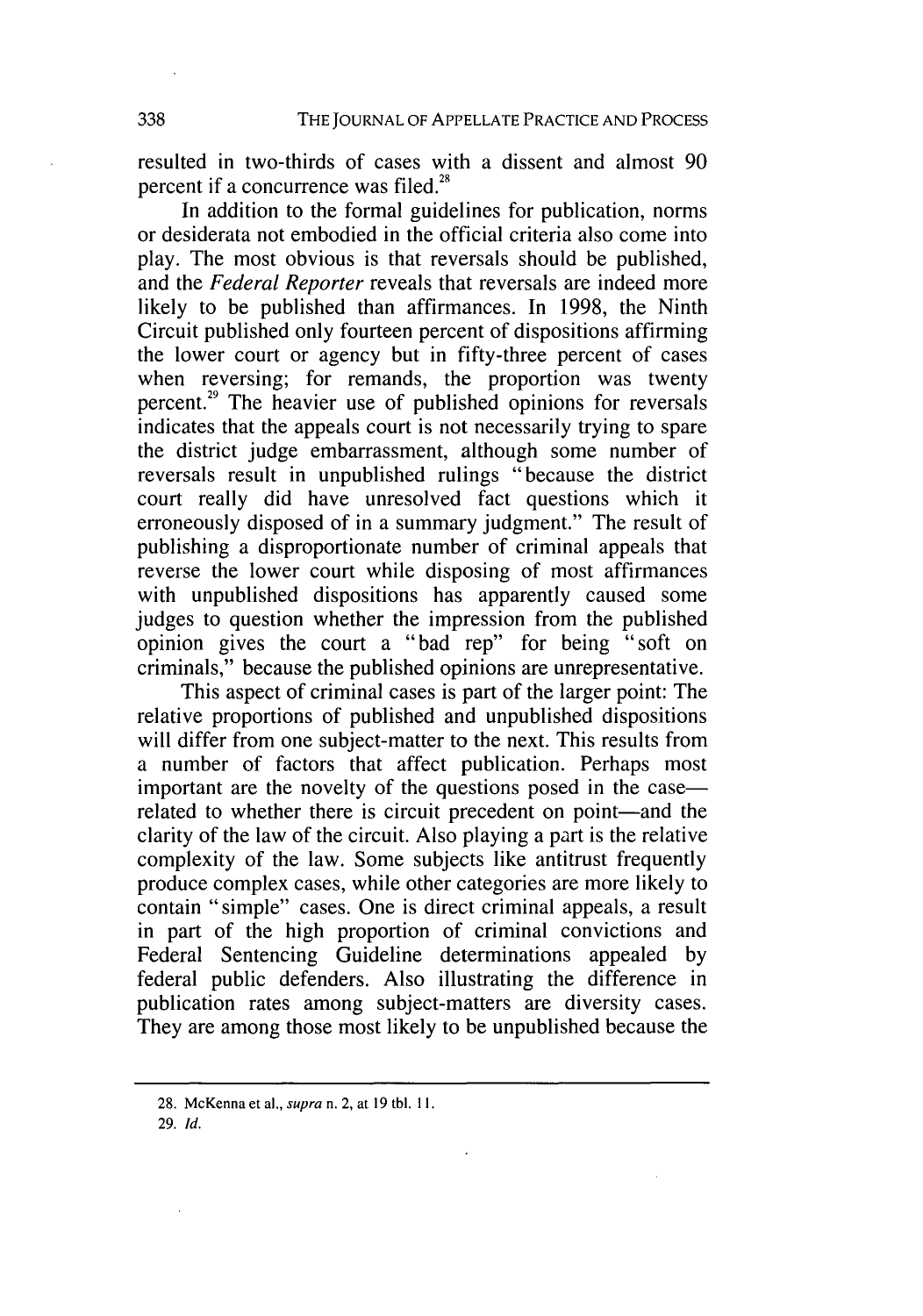resulted in two-thirds of cases with a dissent and almost 90 percent if a concurrence was filed.[28]

In addition to the formal guidelines for publication, norms or desiderata not embodied in the official criteria also come into play. The most obvious is that reversals should be published, and the *Federal Reporter* reveals that reversals are indeed more likely to be published than affirmances. In 1998, the Ninth Circuit published only fourteen percent of dispositions affirming the lower court or agency but in fifty-three percent of cases when reversing; for remands, the proportion was twenty percent.[29] The heavier use of published opinions for reversals indicates that the appeals court is not necessarily trying to spare the district judge embarrassment, although some number of reversals result in unpublished rulings "because the district court really did have unresolved fact questions which it erroneously disposed of in a summary judgment." The result of publishing a disproportionate number of criminal appeals that reverse the lower court while disposing of most affirmances with unpublished dispositions has apparently caused some judges to question whether the impression from the published opinion gives the court a "bad rep" for being "soft on criminals," because the published opinions are unrepresentative.

This aspect of criminal cases is part of the larger point: The relative proportions of published and unpublished dispositions will differ from one subject-matter to the next. This results from a number of factors that affect publication. Perhaps most important are the novelty of the questions posed in the case—related to whether there is circuit precedent on point—and the clarity of the law of the circuit. Also playing a part is the relative complexity of the law. Some subjects like antitrust frequently produce complex cases, while other categories are more likely to contain "simple" cases. One is direct criminal appeals, a result in part of the high proportion of criminal convictions and Federal Sentencing Guideline determinations appealed by federal public defenders. Also illustrating the difference in publication rates among subject-matters are diversity cases. They are among those most likely to be unpublished because the

28. McKenna et al., *supra* n. 2, at 19 tbl. 11.

29. *Id.*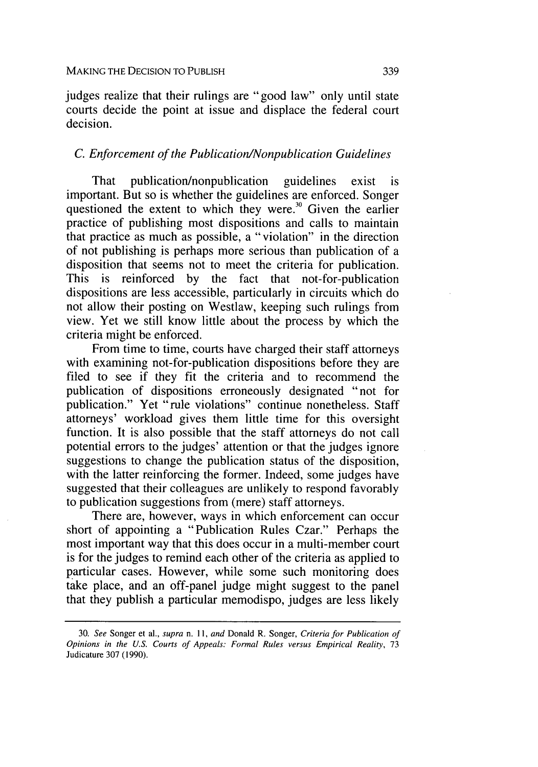judges realize that their rulings are "good law" only until state courts decide the point at issue and displace the federal court decision.

### *C. Enforcement of the Publication/Nonpublication Guidelines*

That publication/nonpublication guidelines exist is important. But so is whether the guidelines are enforced. Songer questioned the extent to which they were.[30] Given the earlier practice of publishing most dispositions and calls to maintain that practice as much as possible, a "violation" in the direction of not publishing is perhaps more serious than publication of a disposition that seems not to meet the criteria for publication. This is reinforced by the fact that not-for-publication dispositions are less accessible, particularly in circuits which do not allow their posting on Westlaw, keeping such rulings from view. Yet we still know little about the process by which the criteria might be enforced.

From time to time, courts have charged their staff attorneys with examining not-for-publication dispositions before they are filed to see if they fit the criteria and to recommend the publication of dispositions erroneously designated "not for publication." Yet "rule violations" continue nonetheless. Staff attorneys' workload gives them little time for this oversight function. It is also possible that the staff attorneys do not call potential errors to the judges' attention or that the judges ignore suggestions to change the publication status of the disposition, with the latter reinforcing the former. Indeed, some judges have suggested that their colleagues are unlikely to respond favorably to publication suggestions from (mere) staff attorneys.

There are, however, ways in which enforcement can occur short of appointing a "Publication Rules Czar." Perhaps the most important way that this does occur in a multi-member court is for the judges to remind each other of the criteria as applied to particular cases. However, while some such monitoring does take place, and an off-panel judge might suggest to the panel that they publish a particular memodispo, judges are less likely

---

30. *See* Songer et al., *supra* n. 11, *and* Donald R. Songer, *Criteria for Publication of Opinions in the U.S. Courts of Appeals: Formal Rules versus Empirical Reality*, 73 Judicature 307 (1990).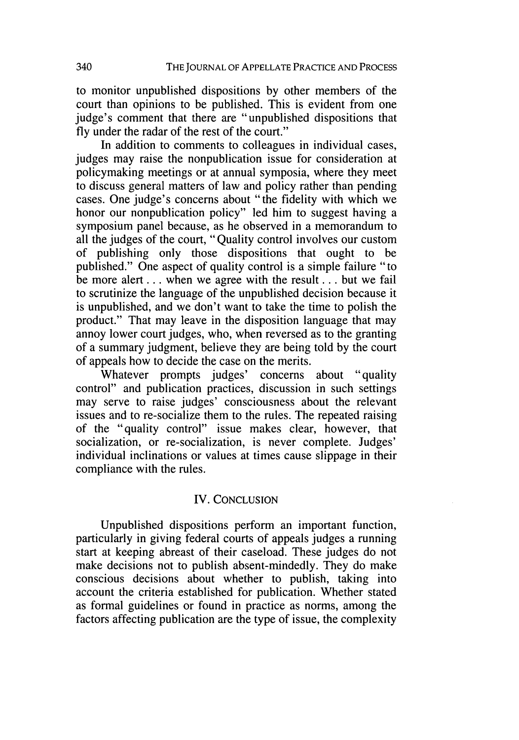to monitor unpublished dispositions by other members of the court than opinions to be published. This is evident from one judge's comment that there are "unpublished dispositions that fly under the radar of the rest of the court."

In addition to comments to colleagues in individual cases, judges may raise the nonpublication issue for consideration at policymaking meetings or at annual symposia, where they meet to discuss general matters of law and policy rather than pending cases. One judge's concerns about "the fidelity with which we honor our nonpublication policy" led him to suggest having a symposium panel because, as he observed in a memorandum to all the judges of the court, "Quality control involves our custom of publishing only those dispositions that ought to be published." One aspect of quality control is a simple failure "to be more alert . . . when we agree with the result . . . but we fail to scrutinize the language of the unpublished decision because it is unpublished, and we don't want to take the time to polish the product." That may leave in the disposition language that may annoy lower court judges, who, when reversed as to the granting of a summary judgment, believe they are being told by the court of appeals how to decide the case on the merits.

Whatever prompts judges' concerns about "quality control" and publication practices, discussion in such settings may serve to raise judges' consciousness about the relevant issues and to re-socialize them to the rules. The repeated raising of the "quality control" issue makes clear, however, that socialization, or re-socialization, is never complete. Judges' individual inclinations or values at times cause slippage in their compliance with the rules.

## IV. Conclusion

Unpublished dispositions perform an important function, particularly in giving federal courts of appeals judges a running start at keeping abreast of their caseload. These judges do not make decisions not to publish absent-mindedly. They do make conscious decisions about whether to publish, taking into account the criteria established for publication. Whether stated as formal guidelines or found in practice as norms, among the factors affecting publication are the type of issue, the complexity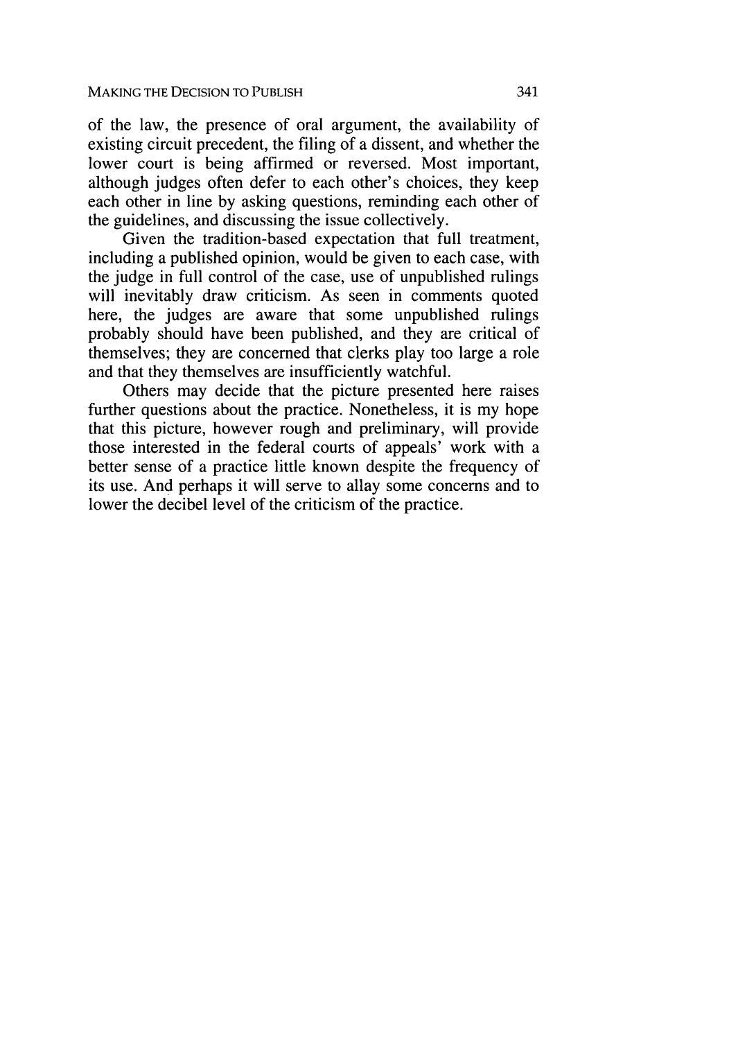of the law, the presence of oral argument, the availability of existing circuit precedent, the filing of a dissent, and whether the lower court is being affirmed or reversed. Most important, although judges often defer to each other's choices, they keep each other in line by asking questions, reminding each other of the guidelines, and discussing the issue collectively.

Given the tradition-based expectation that full treatment, including a published opinion, would be given to each case, with the judge in full control of the case, use of unpublished rulings will inevitably draw criticism. As seen in comments quoted here, the judges are aware that some unpublished rulings probably should have been published, and they are critical of themselves; they are concerned that clerks play too large a role and that they themselves are insufficiently watchful.

Others may decide that the picture presented here raises further questions about the practice. Nonetheless, it is my hope that this picture, however rough and preliminary, will provide those interested in the federal courts of appeals' work with a better sense of a practice little known despite the frequency of its use. And perhaps it will serve to allay some concerns and to lower the decibel level of the criticism of the practice.